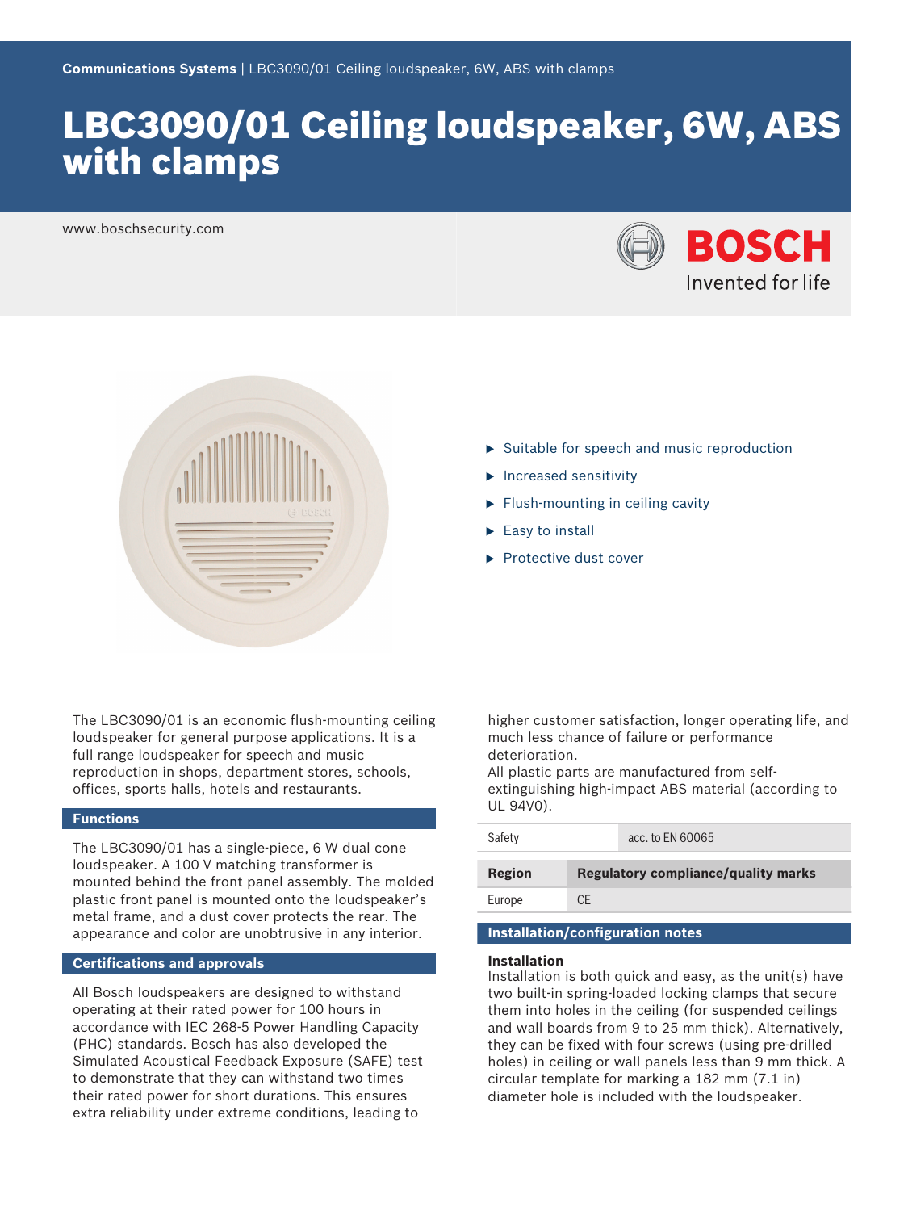Communications Systems | LBC3090/01 Ceiling loudspeaker, 6W, ABS with clamps

# LBC3090/01 Ceiling loudspeaker, 6W, ABS with clamps

www.boschsecurity.com

BOSCH
Invented for life

- Suitable for speech and music reproduction
- Increased sensitivity
- Flush-mounting in ceiling cavity
- Easy to install
- Protective dust cover

The LBC3090/01 is an economic flush-mounting ceiling loudspeaker for general purpose applications. It is a full range loudspeaker for speech and music reproduction in shops, department stores, schools, offices, sports halls, hotels and restaurants.

## Functions

The LBC3090/01 has a single-piece, 6 W dual cone loudspeaker. A 100 V matching transformer is mounted behind the front panel assembly. The molded plastic front panel is mounted onto the loudspeaker's metal frame, and a dust cover protects the rear. The appearance and color are unobtrusive in any interior.

## Certifications and approvals

All Bosch loudspeakers are designed to withstand operating at their rated power for 100 hours in accordance with IEC 268-5 Power Handling Capacity (PHC) standards. Bosch has also developed the Simulated Acoustical Feedback Exposure (SAFE) test to demonstrate that they can withstand two times their rated power for short durations. This ensures extra reliability under extreme conditions, leading to higher customer satisfaction, longer operating life, and much less chance of failure or performance deterioration.
All plastic parts are manufactured from self-extinguishing high-impact ABS material (according to UL 94V0).

| Safety | acc. to EN 60065 |
| --- | --- |

| Region | Regulatory compliance/quality marks |
| --- | --- |
| Europe | CE |

## Installation/configuration notes

### Installation

Installation is both quick and easy, as the unit(s) have two built-in spring-loaded locking clamps that secure them into holes in the ceiling (for suspended ceilings and wall boards from 9 to 25 mm thick). Alternatively, they can be fixed with four screws (using pre-drilled holes) in ceiling or wall panels less than 9 mm thick. A circular template for marking a 182 mm (7.1 in) diameter hole is included with the loudspeaker.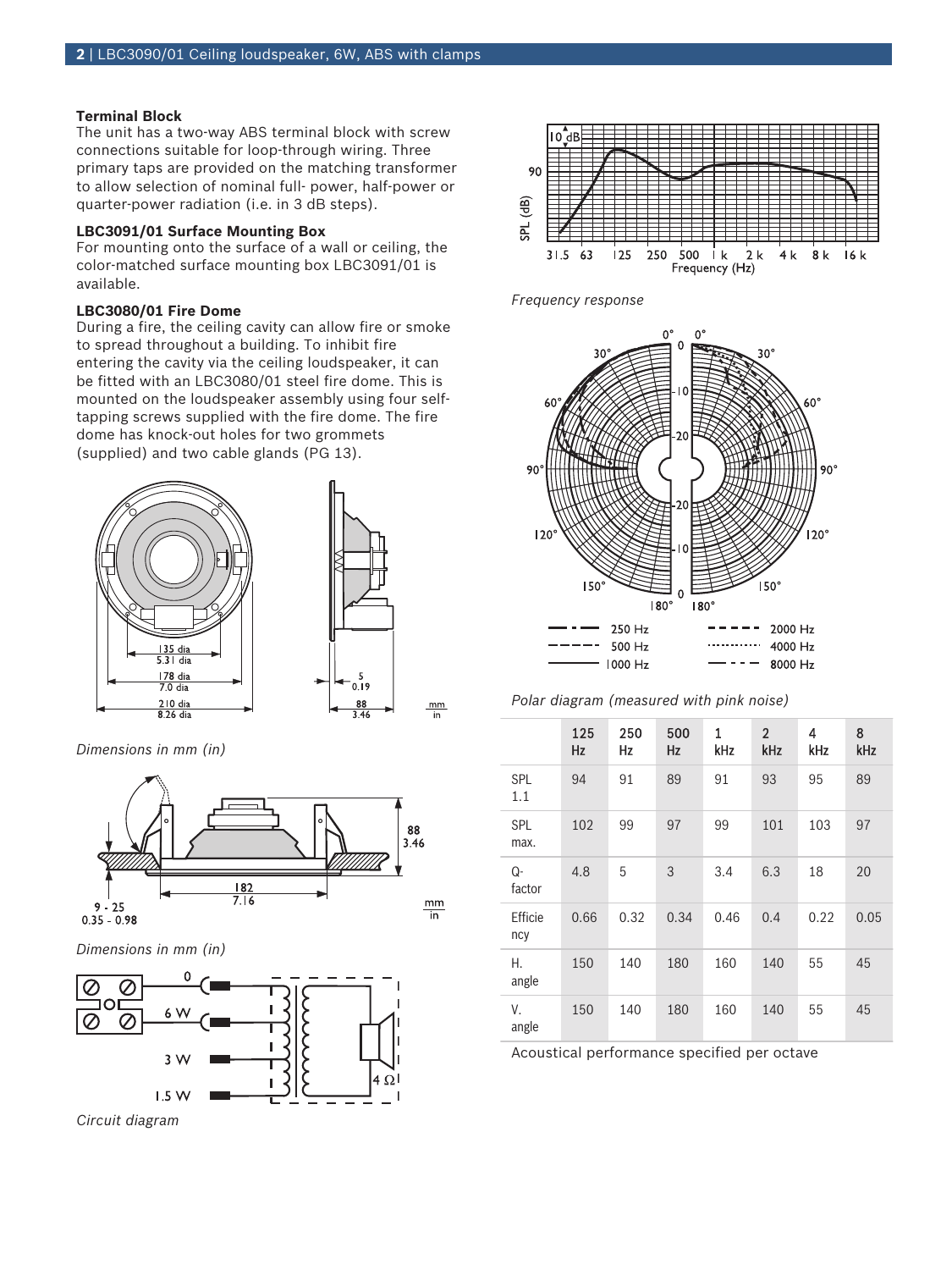### Terminal Block

The unit has a two-way ABS terminal block with screw connections suitable for loop-through wiring. Three primary taps are provided on the matching transformer to allow selection of nominal full- power, half-power or quarter-power radiation (i.e. in 3 dB steps).

### LBC3091/01 Surface Mounting Box

For mounting onto the surface of a wall or ceiling, the color-matched surface mounting box LBC3091/01 is available.

### LBC3080/01 Fire Dome

During a fire, the ceiling cavity can allow fire or smoke to spread throughout a building. To inhibit fire entering the cavity via the ceiling loudspeaker, it can be fitted with an LBC3080/01 steel fire dome. This is mounted on the loudspeaker assembly using four self-tapping screws supplied with the fire dome. The fire dome has knock-out holes for two grommets (supplied) and two cable glands (PG 13).

*Dimensions in mm (in)*

*Dimensions in mm (in)*

*Circuit diagram*

*Frequency response*

*Polar diagram (measured with pink noise)*

| | 125 Hz | 250 Hz | 500 Hz | 1 kHz | 2 kHz | 4 kHz | 8 kHz |
|---|---|---|---|---|---|---|---|
| SPL 1.1 | 94 | 91 | 89 | 91 | 93 | 95 | 89 |
| SPL max. | 102 | 99 | 97 | 99 | 101 | 103 | 97 |
| Q-factor | 4.8 | 5 | 3 | 3.4 | 6.3 | 18 | 20 |
| Efficiency | 0.66 | 0.32 | 0.34 | 0.46 | 0.4 | 0.22 | 0.05 |
| H. angle | 150 | 140 | 180 | 160 | 140 | 55 | 45 |
| V. angle | 150 | 140 | 180 | 160 | 140 | 55 | 45 |

Acoustical performance specified per octave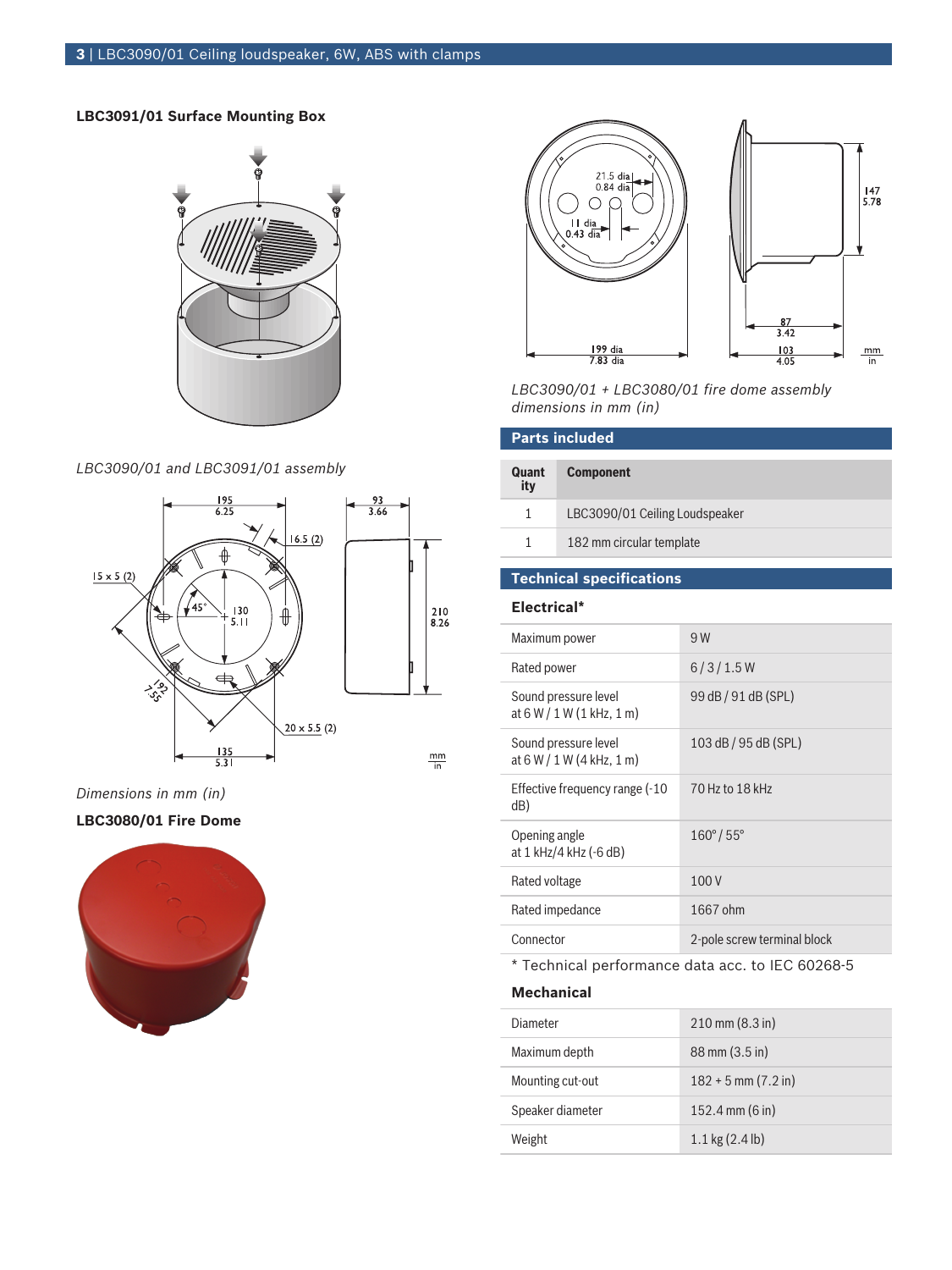### LBC3091/01 Surface Mounting Box

*LBC3090/01 and LBC3091/01 assembly*

*Dimensions in mm (in)*

### LBC3080/01 Fire Dome

*LBC3090/01 + LBC3080/01 fire dome assembly dimensions in mm (in)*

## Parts included

| Quantity | Component |
|---|---|
| 1 | LBC3090/01 Ceiling Loudspeaker |
| 1 | 182 mm circular template |

## Technical specifications

### Electrical*

| | |
|---|---|
| Maximum power | 9 W |
| Rated power | 6 / 3 / 1.5 W |
| Sound pressure level at 6 W / 1 W (1 kHz, 1 m) | 99 dB / 91 dB (SPL) |
| Sound pressure level at 6 W / 1 W (4 kHz, 1 m) | 103 dB / 95 dB (SPL) |
| Effective frequency range (-10 dB) | 70 Hz to 18 kHz |
| Opening angle at 1 kHz/4 kHz (-6 dB) | 160° / 55° |
| Rated voltage | 100 V |
| Rated impedance | 1667 ohm |
| Connector | 2-pole screw terminal block |

* Technical performance data acc. to IEC 60268-5

### Mechanical

| | |
|---|---|
| Diameter | 210 mm (8.3 in) |
| Maximum depth | 88 mm (3.5 in) |
| Mounting cut-out | 182 + 5 mm (7.2 in) |
| Speaker diameter | 152.4 mm (6 in) |
| Weight | 1.1 kg (2.4 lb) |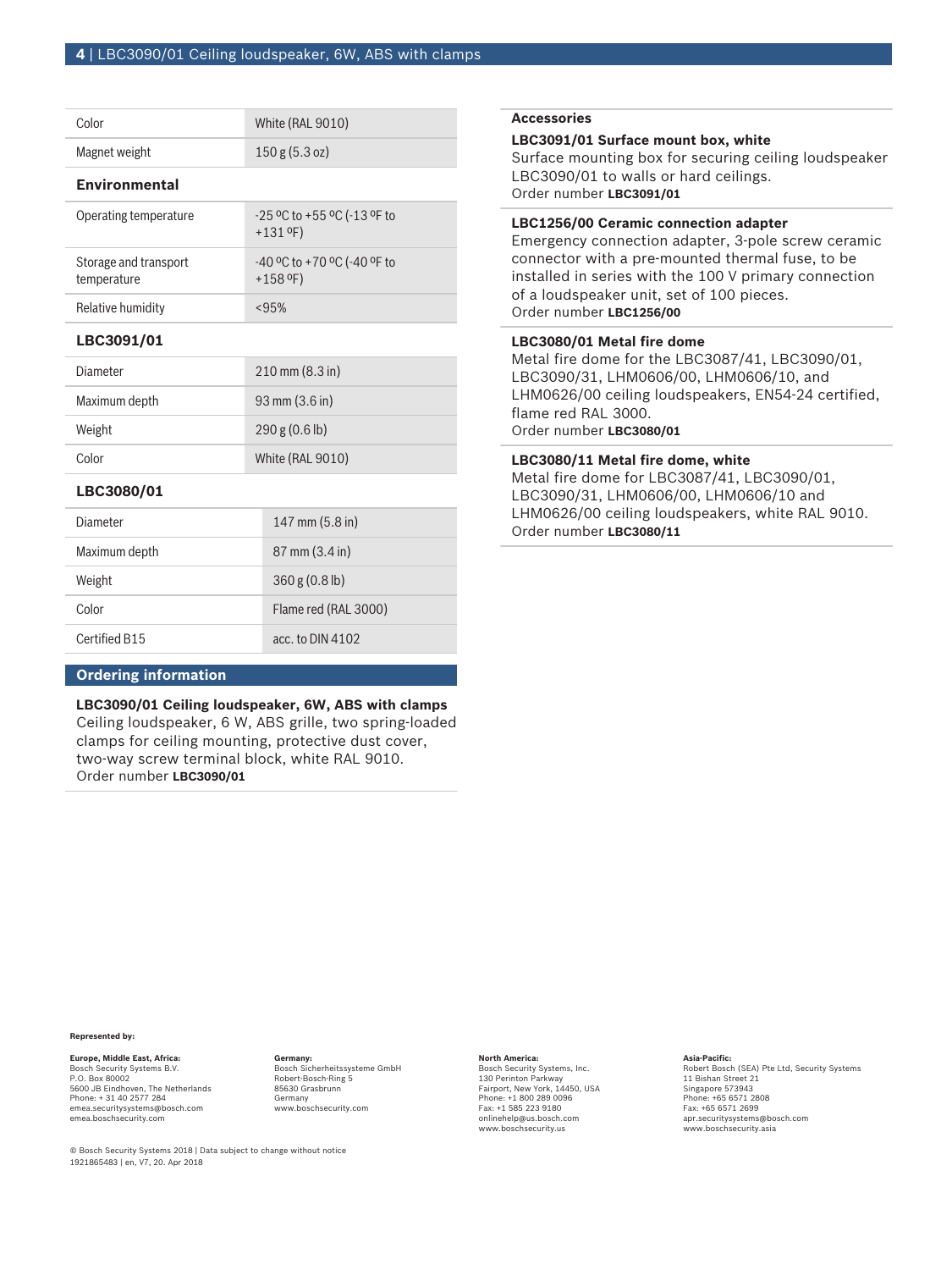| | |
|---|---|
| Color | White (RAL 9010) |
| Magnet weight | 150 g (5.3 oz) |

**Environmental**

| | |
|---|---|
| Operating temperature | -25 ºC to +55 ºC (-13 ºF to +131 ºF) |
| Storage and transport temperature | -40 ºC to +70 ºC (-40 ºF to +158 ºF) |
| Relative humidity | <95% |

**LBC3091/01**

| | |
|---|---|
| Diameter | 210 mm (8.3 in) |
| Maximum depth | 93 mm (3.6 in) |
| Weight | 290 g (0.6 lb) |
| Color | White (RAL 9010) |

**LBC3080/01**

| | |
|---|---|
| Diameter | 147 mm (5.8 in) |
| Maximum depth | 87 mm (3.4 in) |
| Weight | 360 g (0.8 lb) |
| Color | Flame red (RAL 3000) |
| Certified B15 | acc. to DIN 4102 |

## Ordering information

**LBC3090/01 Ceiling loudspeaker, 6W, ABS with clamps**
Ceiling loudspeaker, 6 W, ABS grille, two spring-loaded clamps for ceiling mounting, protective dust cover, two-way screw terminal block, white RAL 9010.
Order number **LBC3090/01**

## Accessories

**LBC3091/01 Surface mount box, white**
Surface mounting box for securing ceiling loudspeaker LBC3090/01 to walls or hard ceilings.
Order number **LBC3091/01**

**LBC1256/00 Ceramic connection adapter**
Emergency connection adapter, 3-pole screw ceramic connector with a pre-mounted thermal fuse, to be installed in series with the 100 V primary connection of a loudspeaker unit, set of 100 pieces.
Order number **LBC1256/00**

**LBC3080/01 Metal fire dome**
Metal fire dome for the LBC3087/41, LBC3090/01, LBC3090/31, LHM0606/00, LHM0606/10, and LHM0626/00 ceiling loudspeakers, EN54-24 certified, flame red RAL 3000.
Order number **LBC3080/01**

**LBC3080/11 Metal fire dome, white**
Metal fire dome for LBC3087/41, LBC3090/01, LBC3090/31, LHM0606/00, LHM0606/10 and LHM0626/00 ceiling loudspeakers, white RAL 9010.
Order number **LBC3080/11**

**Represented by:**

**Europe, Middle East, Africa:**
Bosch Security Systems B.V.
P.O. Box 80002
5600 JB Eindhoven, The Netherlands
Phone: + 31 40 2577 284
emea.securitysystems@bosch.com
emea.boschsecurity.com

**Germany:**
Bosch Sicherheitssysteme GmbH
Robert-Bosch-Ring 5
85630 Grasbrunn
Germany
www.boschsecurity.com

**North America:**
Bosch Security Systems, Inc.
130 Perinton Parkway
Fairport, New York, 14450, USA
Phone: +1 800 289 0096
Fax: +1 585 223 9180
onlinehelp@us.bosch.com
www.boschsecurity.us

**Asia-Pacific:**
Robert Bosch (SEA) Pte Ltd, Security Systems
11 Bishan Street 21
Singapore 573943
Phone: +65 6571 2808
Fax: +65 6571 2699
apr.securitysystems@bosch.com
www.boschsecurity.asia

© Bosch Security Systems 2018 | Data subject to change without notice
1921865483 | en, V7, 20. Apr 2018